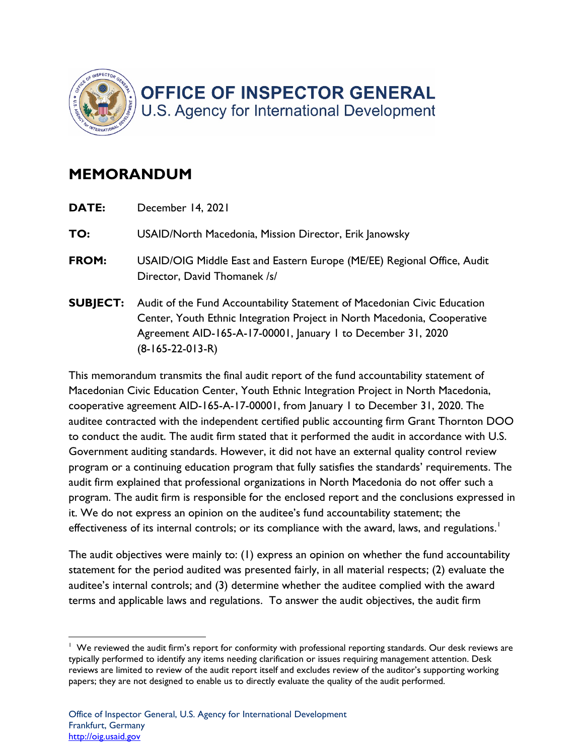**OFFICE OF INSPECTOR GENERAL**
U.S. Agency for International Development

# MEMORANDUM

**DATE:** December 14, 2021

**TO:** USAID/North Macedonia, Mission Director, Erik Janowsky

**FROM:** USAID/OIG Middle East and Eastern Europe (ME/EE) Regional Office, Audit Director, David Thomanek /s/

**SUBJECT:** Audit of the Fund Accountability Statement of Macedonian Civic Education Center, Youth Ethnic Integration Project in North Macedonia, Cooperative Agreement AID-165-A-17-00001, January 1 to December 31, 2020 (8-165-22-013-R)

This memorandum transmits the final audit report of the fund accountability statement of Macedonian Civic Education Center, Youth Ethnic Integration Project in North Macedonia, cooperative agreement AID-165-A-17-00001, from January 1 to December 31, 2020. The auditee contracted with the independent certified public accounting firm Grant Thornton DOO to conduct the audit. The audit firm stated that it performed the audit in accordance with U.S. Government auditing standards. However, it did not have an external quality control review program or a continuing education program that fully satisfies the standards' requirements. The audit firm explained that professional organizations in North Macedonia do not offer such a program. The audit firm is responsible for the enclosed report and the conclusions expressed in it. We do not express an opinion on the auditee's fund accountability statement; the effectiveness of its internal controls; or its compliance with the award, laws, and regulations.[1]

The audit objectives were mainly to: (1) express an opinion on whether the fund accountability statement for the period audited was presented fairly, in all material respects; (2) evaluate the auditee's internal controls; and (3) determine whether the auditee complied with the award terms and applicable laws and regulations. To answer the audit objectives, the audit firm

[1] We reviewed the audit firm's report for conformity with professional reporting standards. Our desk reviews are typically performed to identify any items needing clarification or issues requiring management attention. Desk reviews are limited to review of the audit report itself and excludes review of the auditor's supporting working papers; they are not designed to enable us to directly evaluate the quality of the audit performed.

Office of Inspector General, U.S. Agency for International Development
Frankfurt, Germany
http://oig.usaid.gov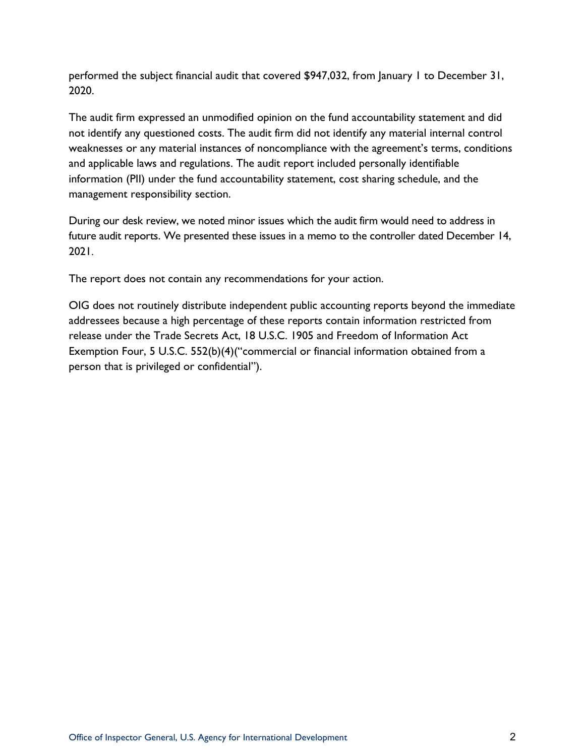performed the subject financial audit that covered $947,032, from January 1 to December 31, 2020.

The audit firm expressed an unmodified opinion on the fund accountability statement and did not identify any questioned costs. The audit firm did not identify any material internal control weaknesses or any material instances of noncompliance with the agreement's terms, conditions and applicable laws and regulations. The audit report included personally identifiable information (PII) under the fund accountability statement, cost sharing schedule, and the management responsibility section.

During our desk review, we noted minor issues which the audit firm would need to address in future audit reports. We presented these issues in a memo to the controller dated December 14, 2021.

The report does not contain any recommendations for your action.

OIG does not routinely distribute independent public accounting reports beyond the immediate addressees because a high percentage of these reports contain information restricted from release under the Trade Secrets Act, 18 U.S.C. 1905 and Freedom of Information Act Exemption Four, 5 U.S.C. 552(b)(4)("commercial or financial information obtained from a person that is privileged or confidential").